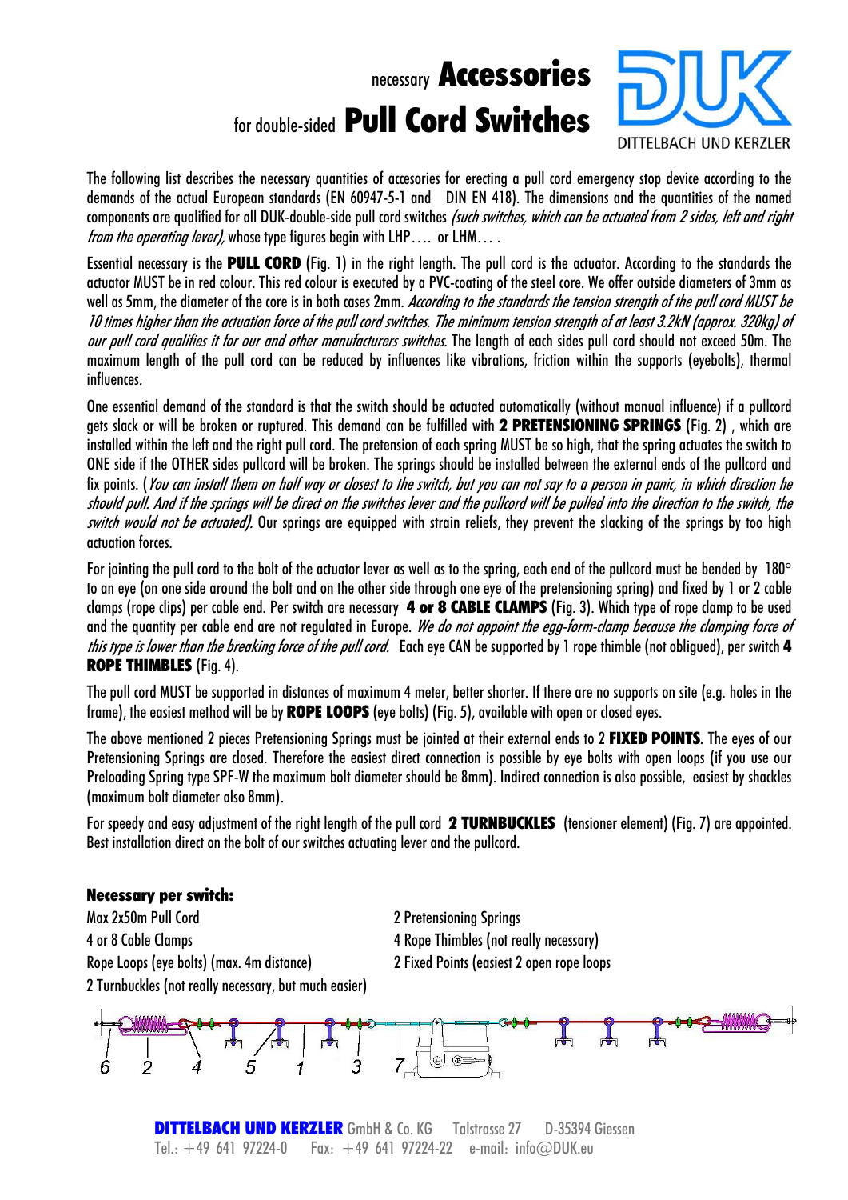# necessary **Accessories** for double-sided **Pull Cord Switches**

DITTELBACH UND KERZLER

The following list describes the necessary quantities of accesories for erecting a pull cord emergency stop device according to the demands of the actual European standards (EN 60947-5-1 and DIN EN 418). The dimensions and the quantities of the named components are qualified for all DUK-double-side pull cord switches *(such switches, which can be actuated from 2 sides, left and right from the operating lever),* whose type figures begin with LHP…. or LHM… .

Essential necessary is the **PULL CORD** (Fig. 1) in the right length. The pull cord is the actuator. According to the standards the actuator MUST be in red colour. This red colour is executed by a PVC-coating of the steel core. We offer outside diameters of 3mm as well as 5mm, the diameter of the core is in both cases 2mm. *According to the standards the tension strength of the pull cord MUST be 10 times higher than the actuation force of the pull cord switches. The minimum tension strength of at least 3.2kN (approx. 320kg) of our pull cord qualifies it for our and other manufacturers switches.* The length of each sides pull cord should not exceed 50m. The maximum length of the pull cord can be reduced by influences like vibrations, friction within the supports (eyebolts), thermal influences.

One essential demand of the standard is that the switch should be actuated automatically (without manual influence) if a pullcord gets slack or will be broken or ruptured. This demand can be fulfilled with **2 PRETENSIONING SPRINGS** (Fig. 2) , which are installed within the left and the right pull cord. The pretension of each spring MUST be so high, that the spring actuates the switch to ONE side if the OTHER sides pullcord will be broken. The springs should be installed between the external ends of the pullcord and fix points. (*You can install them on half way or closest to the switch, but you can not say to a person in panic, in which direction he should pull. And if the springs will be direct on the switches lever and the pullcord will be pulled into the direction to the switch, the switch would not be actuated).* Our springs are equipped with strain reliefs, they prevent the slacking of the springs by too high actuation forces.

For jointing the pull cord to the bolt of the actuator lever as well as to the spring, each end of the pullcord must be bended by 180° to an eye (on one side around the bolt and on the other side through one eye of the pretensioning spring) and fixed by 1 or 2 cable clamps (rope clips) per cable end. Per switch are necessary **4 or 8 CABLE CLAMPS** (Fig. 3). Which type of rope clamp to be used and the quantity per cable end are not regulated in Europe. *We do not appoint the egg-form-clamp because the clamping force of this type is lower than the breaking force of the pull cord.* Each eye CAN be supported by 1 rope thimble (not obligued), per switch **4 ROPE THIMBLES** (Fig. 4).

The pull cord MUST be supported in distances of maximum 4 meter, better shorter. If there are no supports on site (e.g. holes in the frame), the easiest method will be by **ROPE LOOPS** (eye bolts) (Fig. 5), available with open or closed eyes.

The above mentioned 2 pieces Pretensioning Springs must be jointed at their external ends to 2 **FIXED POINTS**. The eyes of our Pretensioning Springs are closed. Therefore the easiest direct connection is possible by eye bolts with open loops (if you use our Preloading Spring type SPF-W the maximum bolt diameter should be 8mm). Indirect connection is also possible, easiest by shackles (maximum bolt diameter also 8mm).

For speedy and easy adjustment of the right length of the pull cord **2 TURNBUCKLES** (tensioner element) (Fig. 7) are appointed. Best installation direct on the bolt of our switches actuating lever and the pullcord.

**Necessary per switch:**

Max 2x50m Pull Cord
4 or 8 Cable Clamps
Rope Loops (eye bolts) (max. 4m distance)
2 Turnbuckles (not really necessary, but much easier)
2 Pretensioning Springs
4 Rope Thimbles (not really necessary)
2 Fixed Points (easiest 2 open rope loops

6 2 4 5 1 3 7

**DITTELBACH UND KERZLER** GmbH & Co. KG Talstrasse 27 D-35394 Giessen
Tel.: +49 641 97224-0 Fax: +49 641 97224-22 e-mail: info@DUK.eu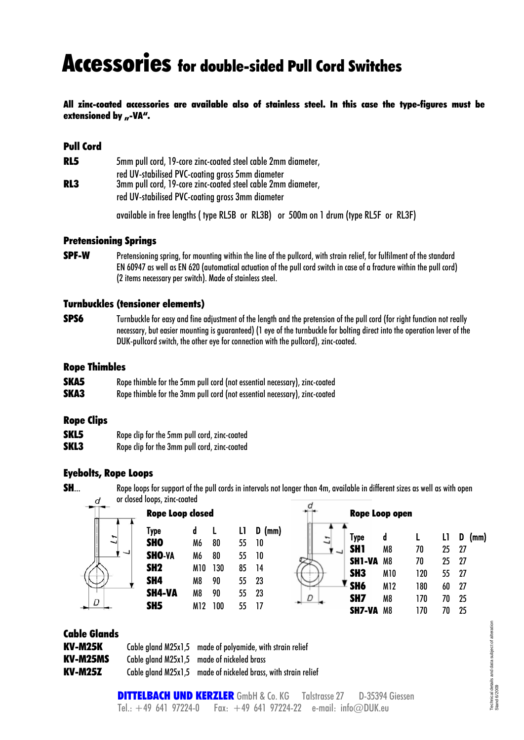# Accessories for double-sided Pull Cord Switches

**All zinc-coated accessories are available also of stainless steel. In this case the type-figures must be extensioned by „-VA".**

### Pull Cord

**RL5** 5mm pull cord, 19-core zinc-coated steel cable 2mm diameter, red UV-stabilised PVC-coating gross 5mm diameter

**RL3** 3mm pull cord, 19-core zinc-coated steel cable 2mm diameter, red UV-stabilised PVC-coating gross 3mm diameter

available in free lengths ( type RL5B or RL3B) or 500m on 1 drum (type RL5F or RL3F)

### Pretensioning Springs

**SPF-W** Pretensioning spring, for mounting within the line of the pullcord, with strain relief, for fulfilment of the standard EN 60947 as well as EN 620 (automatical actuation of the pull cord switch in case of a fracture within the pull cord) (2 items necessary per switch). Made of stainless steel.

### Turnbuckles (tensioner elements)

**SPS6** Turnbuckle for easy and fine adjustment of the length and the pretension of the pull cord (for right function not really necessary, but easier mounting is guaranteed) (1 eye of the turnbuckle for bolting direct into the operation lever of the DUK-pullcord switch, the other eye for connection with the pullcord), zinc-coated.

### Rope Thimbles

**SKA5** Rope thimble for the 5mm pull cord (not essential necessary), zinc-coated

**SKA3** Rope thimble for the 3mm pull cord (not essential necessary), zinc-coated

### Rope Clips

**SKL5** Rope clip for the 5mm pull cord, zinc-coated

**SKL3** Rope clip for the 3mm pull cord, zinc-coated

### Eyebolts, Rope Loops

**SH**... Rope loops for support of the pull cords in intervals not longer than 4m, available in different sizes as well as with open or closed loops, zinc-coated

d
L1
L
D

**Rope Loop closed**

| Type | d | L | L1 | D (mm) |
|---|---|---|---|---|
| **SH0** | M6 | 80 | 55 | 10 |
| **SH0-VA** | M6 | 80 | 55 | 10 |
| **SH2** | M10 | 130 | 85 | 14 |
| **SH4** | M8 | 90 | 55 | 23 |
| **SH4-VA** | M8 | 90 | 55 | 23 |
| **SH5** | M12 | 100 | 55 | 17 |

d
L1
L
D

**Rope Loop open**

| Type | d | L | L1 | D (mm) |
|---|---|---|---|---|
| **SH1** | M8 | 70 | 25 | 27 |
| **SH1-VA** | M8 | 70 | 25 | 27 |
| **SH3** | M10 | 120 | 55 | 27 |
| **SH6** | M12 | 180 | 60 | 27 |
| **SH7** | M8 | 170 | 70 | 25 |
| **SH7-VA** | M8 | 170 | 70 | 25 |

### Cable Glands

**KV-M25K** Cable gland M25x1,5 made of polyamide, with strain relief

**KV-M25MS** Cable gland M25x1,5 made of nickeled brass

**KV-M25Z** Cable gland M25x1,5 made of nickeled brass, with strain relief

**DITTELBACH UND KERZLER** GmbH & Co. KG Talstrasse 27 D-35394 Giessen
Tel.: +49 641 97224-0 Fax: +49 641 97224-22 e-mail: info@DUK.eu

Technical details and data subject of alteration
Stand 6/2009